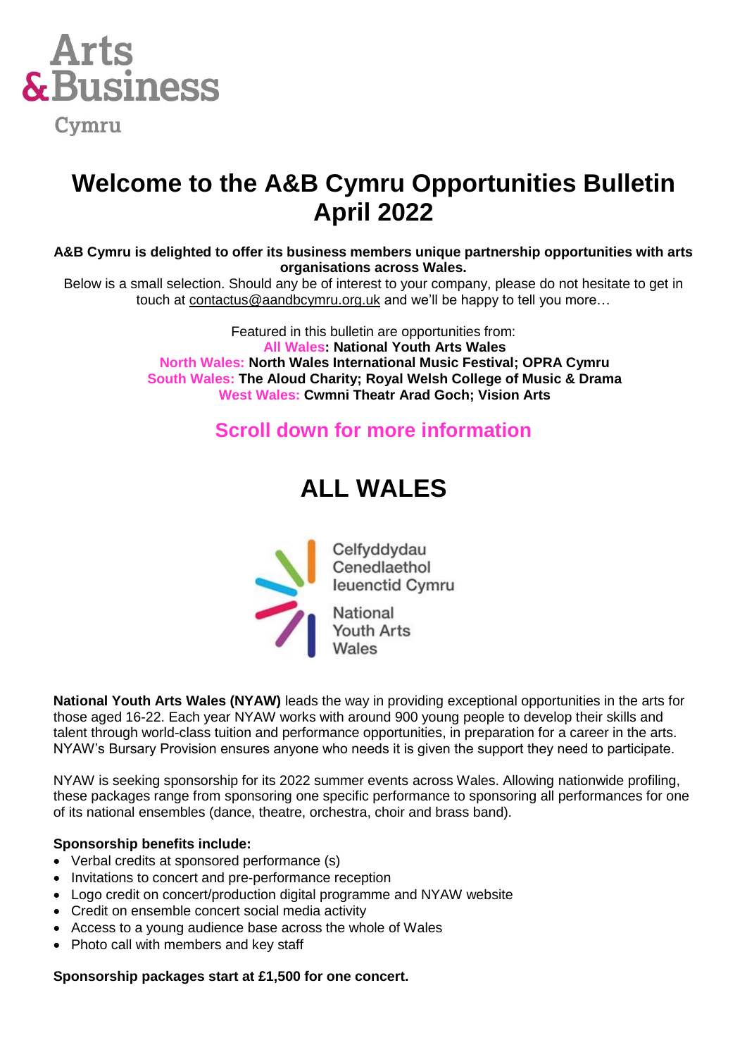Arts & Business Cymru

# Welcome to the A&B Cymru Opportunities Bulletin April 2022

**A&B Cymru is delighted to offer its business members unique partnership opportunities with arts organisations across Wales.**

Below is a small selection. Should any be of interest to your company, please do not hesitate to get in touch at contactus@aandbcymru.org.uk and we'll be happy to tell you more…

Featured in this bulletin are opportunities from:

All Wales: **National Youth Arts Wales**

North Wales: **North Wales International Music Festival; OPRA Cymru**

South Wales: **The Aloud Charity; Royal Welsh College of Music & Drama**

West Wales: **Cwmni Theatr Arad Goch; Vision Arts**

## Scroll down for more information

# ALL WALES

Celfyddydau Cenedlaethol Ieuenctid Cymru

National Youth Arts Wales

**National Youth Arts Wales (NYAW)** leads the way in providing exceptional opportunities in the arts for those aged 16-22. Each year NYAW works with around 900 young people to develop their skills and talent through world-class tuition and performance opportunities, in preparation for a career in the arts. NYAW's Bursary Provision ensures anyone who needs it is given the support they need to participate.

NYAW is seeking sponsorship for its 2022 summer events across Wales. Allowing nationwide profiling, these packages range from sponsoring one specific performance to sponsoring all performances for one of its national ensembles (dance, theatre, orchestra, choir and brass band).

**Sponsorship benefits include:**

- Verbal credits at sponsored performance (s)
- Invitations to concert and pre-performance reception
- Logo credit on concert/production digital programme and NYAW website
- Credit on ensemble concert social media activity
- Access to a young audience base across the whole of Wales
- Photo call with members and key staff

**Sponsorship packages start at £1,500 for one concert.**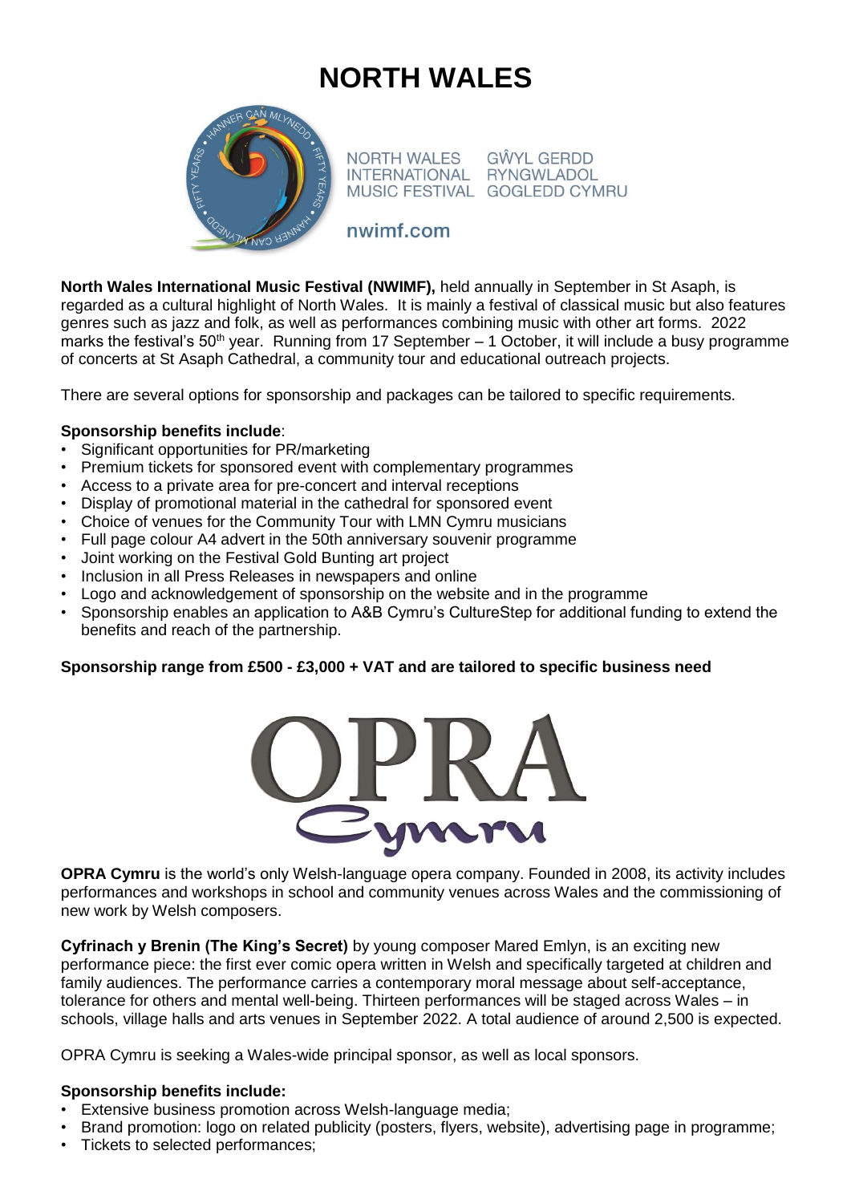# NORTH WALES

NORTH WALES INTERNATIONAL MUSIC FESTIVAL
GŴYL GERDD RYNGWLADOL GOGLEDD CYMRU

nwimf.com

**North Wales International Music Festival (NWIMF),** held annually in September in St Asaph, is regarded as a cultural highlight of North Wales. It is mainly a festival of classical music but also features genres such as jazz and folk, as well as performances combining music with other art forms. 2022 marks the festival's 50th year. Running from 17 September – 1 October, it will include a busy programme of concerts at St Asaph Cathedral, a community tour and educational outreach projects.

There are several options for sponsorship and packages can be tailored to specific requirements.

**Sponsorship benefits include**:

- Significant opportunities for PR/marketing
- Premium tickets for sponsored event with complementary programmes
- Access to a private area for pre-concert and interval receptions
- Display of promotional material in the cathedral for sponsored event
- Choice of venues for the Community Tour with LMN Cymru musicians
- Full page colour A4 advert in the 50th anniversary souvenir programme
- Joint working on the Festival Gold Bunting art project
- Inclusion in all Press Releases in newspapers and online
- Logo and acknowledgement of sponsorship on the website and in the programme
- Sponsorship enables an application to A&B Cymru's CultureStep for additional funding to extend the benefits and reach of the partnership.

**Sponsorship range from £500 - £3,000 + VAT and are tailored to specific business need**

OPRA Cymru

**OPRA Cymru** is the world's only Welsh-language opera company. Founded in 2008, its activity includes performances and workshops in school and community venues across Wales and the commissioning of new work by Welsh composers.

**Cyfrinach y Brenin (The King's Secret)** by young composer Mared Emlyn, is an exciting new performance piece: the first ever comic opera written in Welsh and specifically targeted at children and family audiences. The performance carries a contemporary moral message about self-acceptance, tolerance for others and mental well-being. Thirteen performances will be staged across Wales – in schools, village halls and arts venues in September 2022. A total audience of around 2,500 is expected.

OPRA Cymru is seeking a Wales-wide principal sponsor, as well as local sponsors.

**Sponsorship benefits include:**

- Extensive business promotion across Welsh-language media;
- Brand promotion: logo on related publicity (posters, flyers, website), advertising page in programme;
- Tickets to selected performances;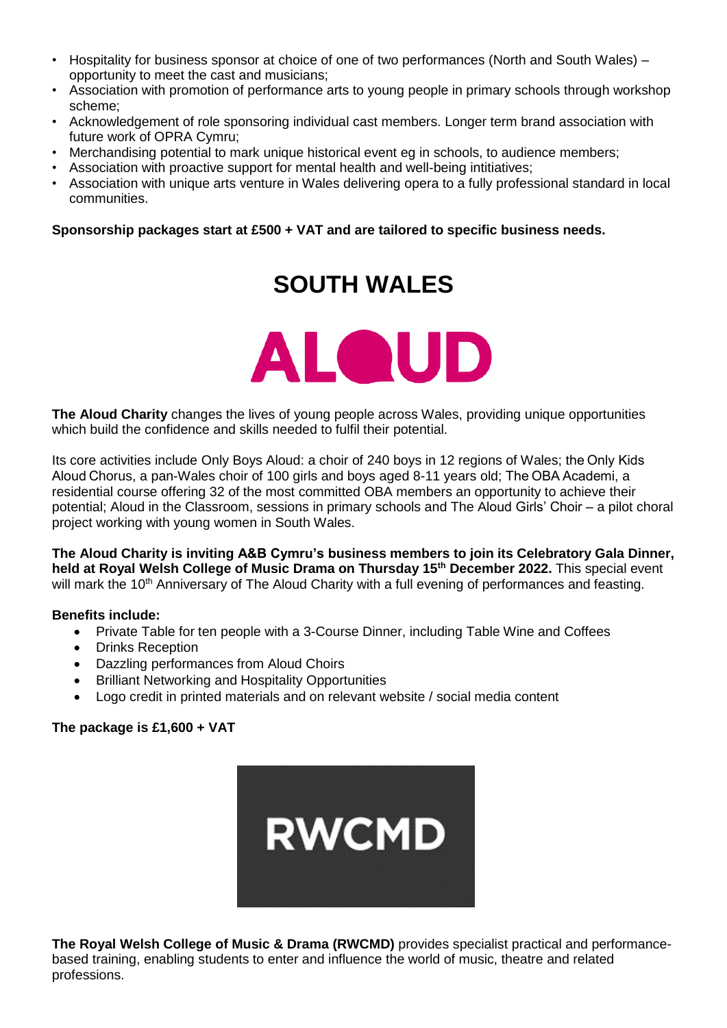- Hospitality for business sponsor at choice of one of two performances (North and South Wales) – opportunity to meet the cast and musicians;
- Association with promotion of performance arts to young people in primary schools through workshop scheme;
- Acknowledgement of role sponsoring individual cast members. Longer term brand association with future work of OPRA Cymru;
- Merchandising potential to mark unique historical event eg in schools, to audience members;
- Association with proactive support for mental health and well-being intitiatives;
- Association with unique arts venture in Wales delivering opera to a fully professional standard in local communities.

**Sponsorship packages start at £500 + VAT and are tailored to specific business needs.**

# SOUTH WALES

ALOUD

**The Aloud Charity** changes the lives of young people across Wales, providing unique opportunities which build the confidence and skills needed to fulfil their potential.

Its core activities include Only Boys Aloud: a choir of 240 boys in 12 regions of Wales; the Only Kids Aloud Chorus, a pan-Wales choir of 100 girls and boys aged 8-11 years old; The OBA Academi, a residential course offering 32 of the most committed OBA members an opportunity to achieve their potential; Aloud in the Classroom, sessions in primary schools and The Aloud Girls' Choir – a pilot choral project working with young women in South Wales.

**The Aloud Charity is inviting A&B Cymru's business members to join its Celebratory Gala Dinner, held at Royal Welsh College of Music Drama on Thursday 15th December 2022.** This special event will mark the 10th Anniversary of The Aloud Charity with a full evening of performances and feasting.

**Benefits include:**

- Private Table for ten people with a 3-Course Dinner, including Table Wine and Coffees
- Drinks Reception
- Dazzling performances from Aloud Choirs
- Brilliant Networking and Hospitality Opportunities
- Logo credit in printed materials and on relevant website / social media content

**The package is £1,600 + VAT**

RWCMD

**The Royal Welsh College of Music & Drama (RWCMD)** provides specialist practical and performance-based training, enabling students to enter and influence the world of music, theatre and related professions.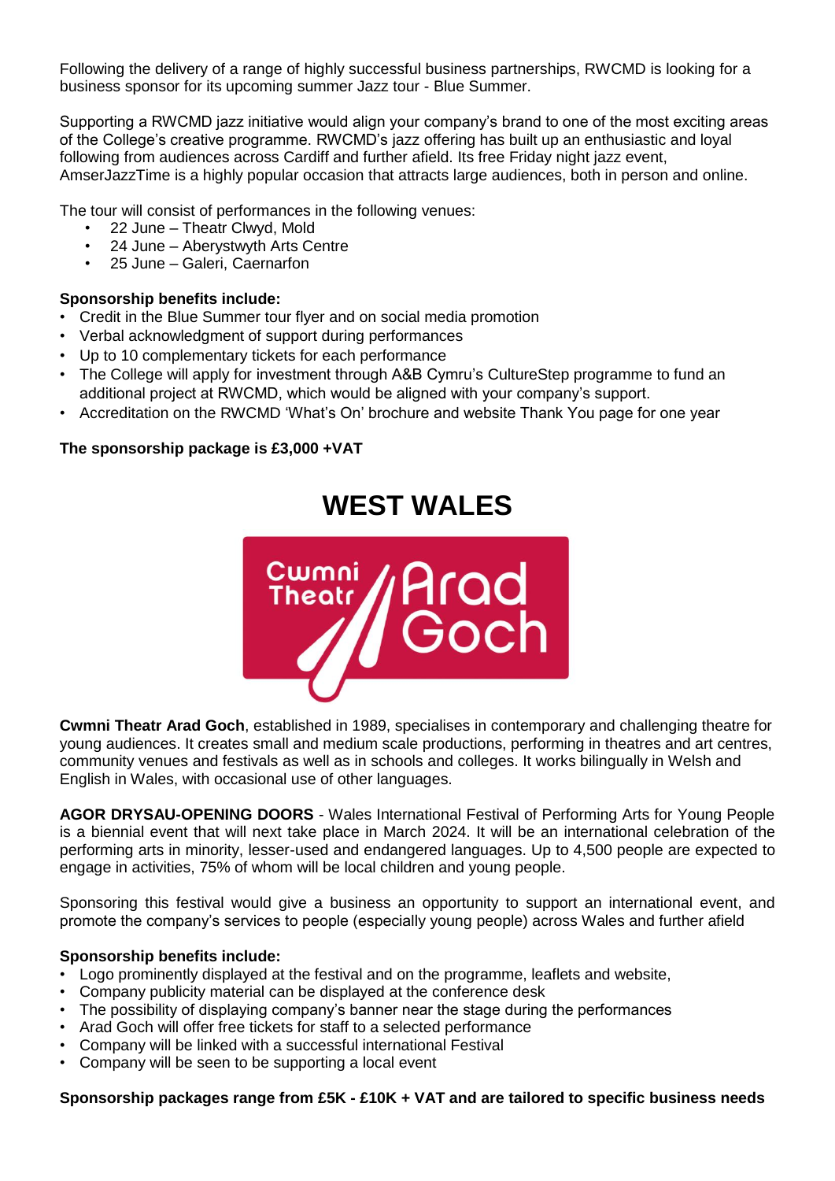Following the delivery of a range of highly successful business partnerships, RWCMD is looking for a business sponsor for its upcoming summer Jazz tour - Blue Summer.

Supporting a RWCMD jazz initiative would align your company's brand to one of the most exciting areas of the College's creative programme. RWCMD's jazz offering has built up an enthusiastic and loyal following from audiences across Cardiff and further afield. Its free Friday night jazz event, AmserJazzTime is a highly popular occasion that attracts large audiences, both in person and online.

The tour will consist of performances in the following venues:

- 22 June – Theatr Clwyd, Mold
- 24 June – Aberystwyth Arts Centre
- 25 June – Galeri, Caernarfon

**Sponsorship benefits include:**

- Credit in the Blue Summer tour flyer and on social media promotion
- Verbal acknowledgment of support during performances
- Up to 10 complementary tickets for each performance
- The College will apply for investment through A&B Cymru's CultureStep programme to fund an additional project at RWCMD, which would be aligned with your company's support.
- Accreditation on the RWCMD 'What's On' brochure and website Thank You page for one year

**The sponsorship package is £3,000 +VAT**

# WEST WALES

Cwmni Theatr Arad Goch

**Cwmni Theatr Arad Goch**, established in 1989, specialises in contemporary and challenging theatre for young audiences. It creates small and medium scale productions, performing in theatres and art centres, community venues and festivals as well as in schools and colleges. It works bilingually in Welsh and English in Wales, with occasional use of other languages.

**AGOR DRYSAU-OPENING DOORS** - Wales International Festival of Performing Arts for Young People is a biennial event that will next take place in March 2024. It will be an international celebration of the performing arts in minority, lesser-used and endangered languages. Up to 4,500 people are expected to engage in activities, 75% of whom will be local children and young people.

Sponsoring this festival would give a business an opportunity to support an international event, and promote the company's services to people (especially young people) across Wales and further afield

**Sponsorship benefits include:**

- Logo prominently displayed at the festival and on the programme, leaflets and website,
- Company publicity material can be displayed at the conference desk
- The possibility of displaying company's banner near the stage during the performances
- Arad Goch will offer free tickets for staff to a selected performance
- Company will be linked with a successful international Festival
- Company will be seen to be supporting a local event

**Sponsorship packages range from £5K - £10K + VAT and are tailored to specific business needs**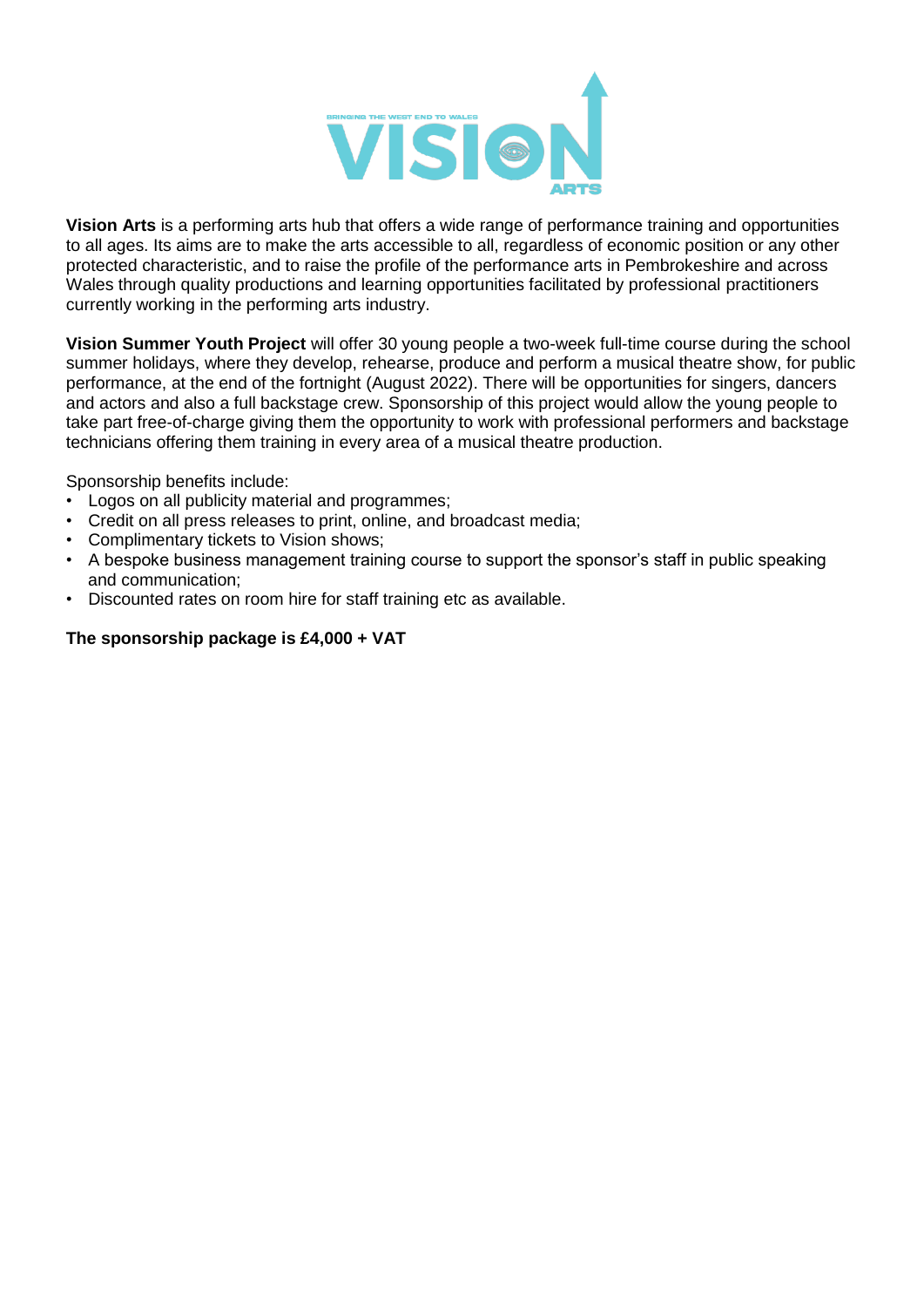**Vision Arts** is a performing arts hub that offers a wide range of performance training and opportunities to all ages. Its aims are to make the arts accessible to all, regardless of economic position or any other protected characteristic, and to raise the profile of the performance arts in Pembrokeshire and across Wales through quality productions and learning opportunities facilitated by professional practitioners currently working in the performing arts industry.

**Vision Summer Youth Project** will offer 30 young people a two-week full-time course during the school summer holidays, where they develop, rehearse, produce and perform a musical theatre show, for public performance, at the end of the fortnight (August 2022). There will be opportunities for singers, dancers and actors and also a full backstage crew. Sponsorship of this project would allow the young people to take part free-of-charge giving them the opportunity to work with professional performers and backstage technicians offering them training in every area of a musical theatre production.

Sponsorship benefits include:

- Logos on all publicity material and programmes;
- Credit on all press releases to print, online, and broadcast media;
- Complimentary tickets to Vision shows;
- A bespoke business management training course to support the sponsor's staff in public speaking and communication;
- Discounted rates on room hire for staff training etc as available.

**The sponsorship package is £4,000 + VAT**